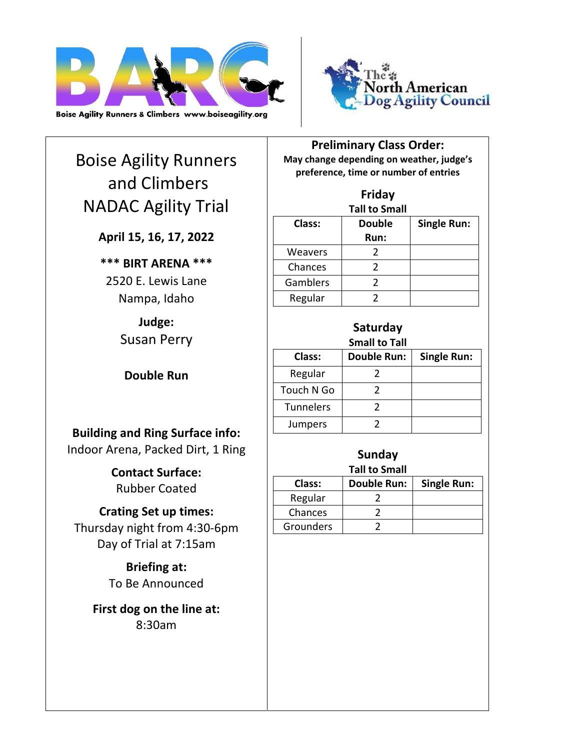Boise Agility Runners & Climbers www.boiseagility.org

The North American Dog Agility Council

# Boise Agility Runners and Climbers NADAC Agility Trial

**April 15, 16, 17, 2022**

**\*\*\* BIRT ARENA \*\*\***
2520 E. Lewis Lane
Nampa, Idaho

**Judge:**
Susan Perry

**Double Run**

**Building and Ring Surface info:**
Indoor Arena, Packed Dirt, 1 Ring

**Contact Surface:**
Rubber Coated

**Crating Set up times:**
Thursday night from 4:30-6pm
Day of Trial at 7:15am

**Briefing at:**
To Be Announced

**First dog on the line at:**
8:30am

## Preliminary Class Order:

**May change depending on weather, judge's preference, time or number of entries**

### Friday

**Tall to Small**

| Class: | Double Run: | Single Run: |
|---|---|---|
| Weavers | 2 | |
| Chances | 2 | |
| Gamblers | 2 | |
| Regular | 2 | |

### Saturday

**Small to Tall**

| Class: | Double Run: | Single Run: |
|---|---|---|
| Regular | 2 | |
| Touch N Go | 2 | |
| Tunnelers | 2 | |
| Jumpers | 2 | |

### Sunday

**Tall to Small**

| Class: | Double Run: | Single Run: |
|---|---|---|
| Regular | 2 | |
| Chances | 2 | |
| Grounders | 2 | |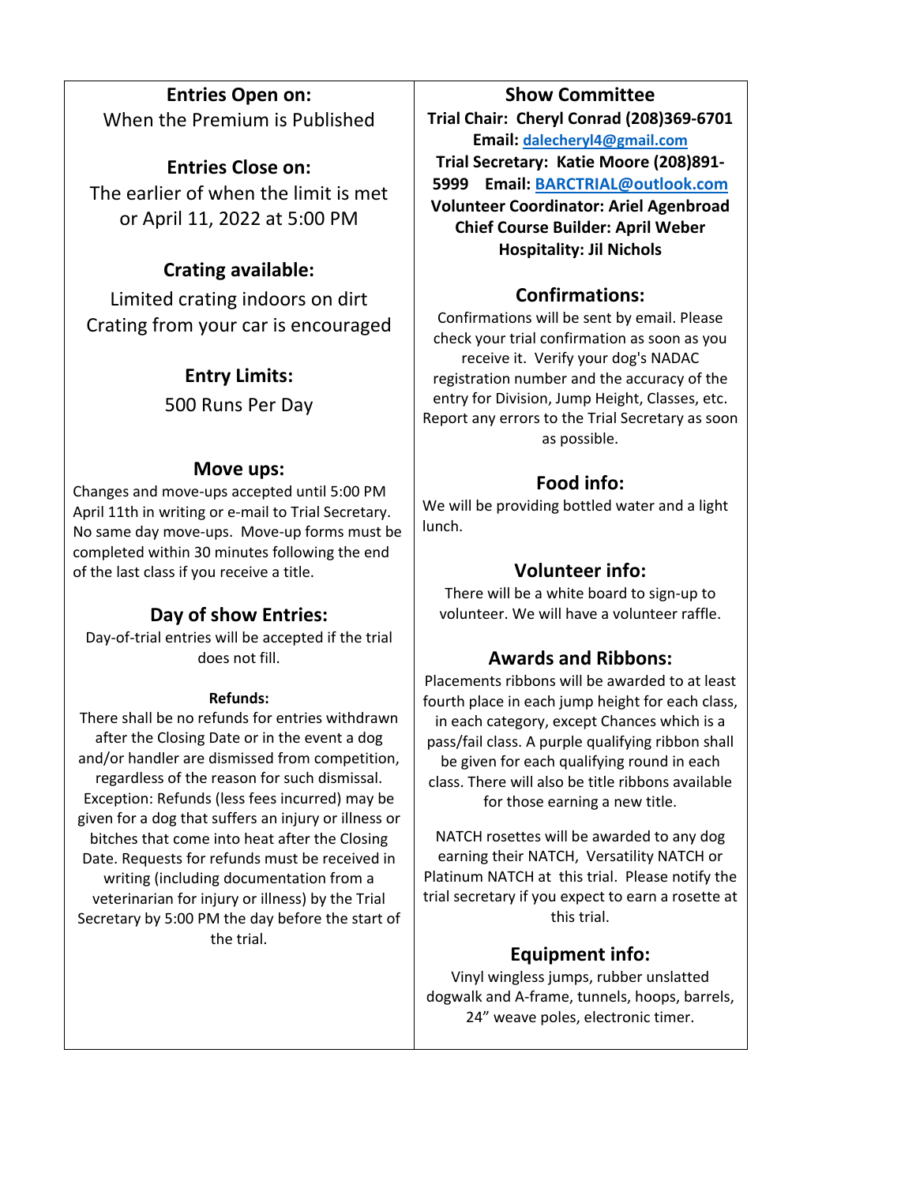## Entries Open on:

When the Premium is Published

## Entries Close on:

The earlier of when the limit is met or April 11, 2022 at 5:00 PM

## Crating available:

Limited crating indoors on dirt
Crating from your car is encouraged

## Entry Limits:

500 Runs Per Day

## Move ups:

Changes and move-ups accepted until 5:00 PM April 11th in writing or e-mail to Trial Secretary. No same day move-ups. Move-up forms must be completed within 30 minutes following the end of the last class if you receive a title.

## Day of show Entries:

Day-of-trial entries will be accepted if the trial does not fill.

### Refunds:

There shall be no refunds for entries withdrawn after the Closing Date or in the event a dog and/or handler are dismissed from competition, regardless of the reason for such dismissal. Exception: Refunds (less fees incurred) may be given for a dog that suffers an injury or illness or bitches that come into heat after the Closing Date. Requests for refunds must be received in writing (including documentation from a veterinarian for injury or illness) by the Trial Secretary by 5:00 PM the day before the start of the trial.

## Show Committee

**Trial Chair: Cheryl Conrad (208)369-6701**
**Email: dalecheryl4@gmail.com**
**Trial Secretary: Katie Moore (208)891-5999 Email: BARCTRIAL@outlook.com**
**Volunteer Coordinator: Ariel Agenbroad**
**Chief Course Builder: April Weber**
**Hospitality: Jil Nichols**

## Confirmations:

Confirmations will be sent by email. Please check your trial confirmation as soon as you receive it. Verify your dog's NADAC registration number and the accuracy of the entry for Division, Jump Height, Classes, etc. Report any errors to the Trial Secretary as soon as possible.

## Food info:

We will be providing bottled water and a light lunch.

## Volunteer info:

There will be a white board to sign-up to volunteer. We will have a volunteer raffle.

## Awards and Ribbons:

Placements ribbons will be awarded to at least fourth place in each jump height for each class, in each category, except Chances which is a pass/fail class. A purple qualifying ribbon shall be given for each qualifying round in each class. There will also be title ribbons available for those earning a new title.

NATCH rosettes will be awarded to any dog earning their NATCH, Versatility NATCH or Platinum NATCH at this trial. Please notify the trial secretary if you expect to earn a rosette at this trial.

## Equipment info:

Vinyl wingless jumps, rubber unslatted dogwalk and A-frame, tunnels, hoops, barrels, 24” weave poles, electronic timer.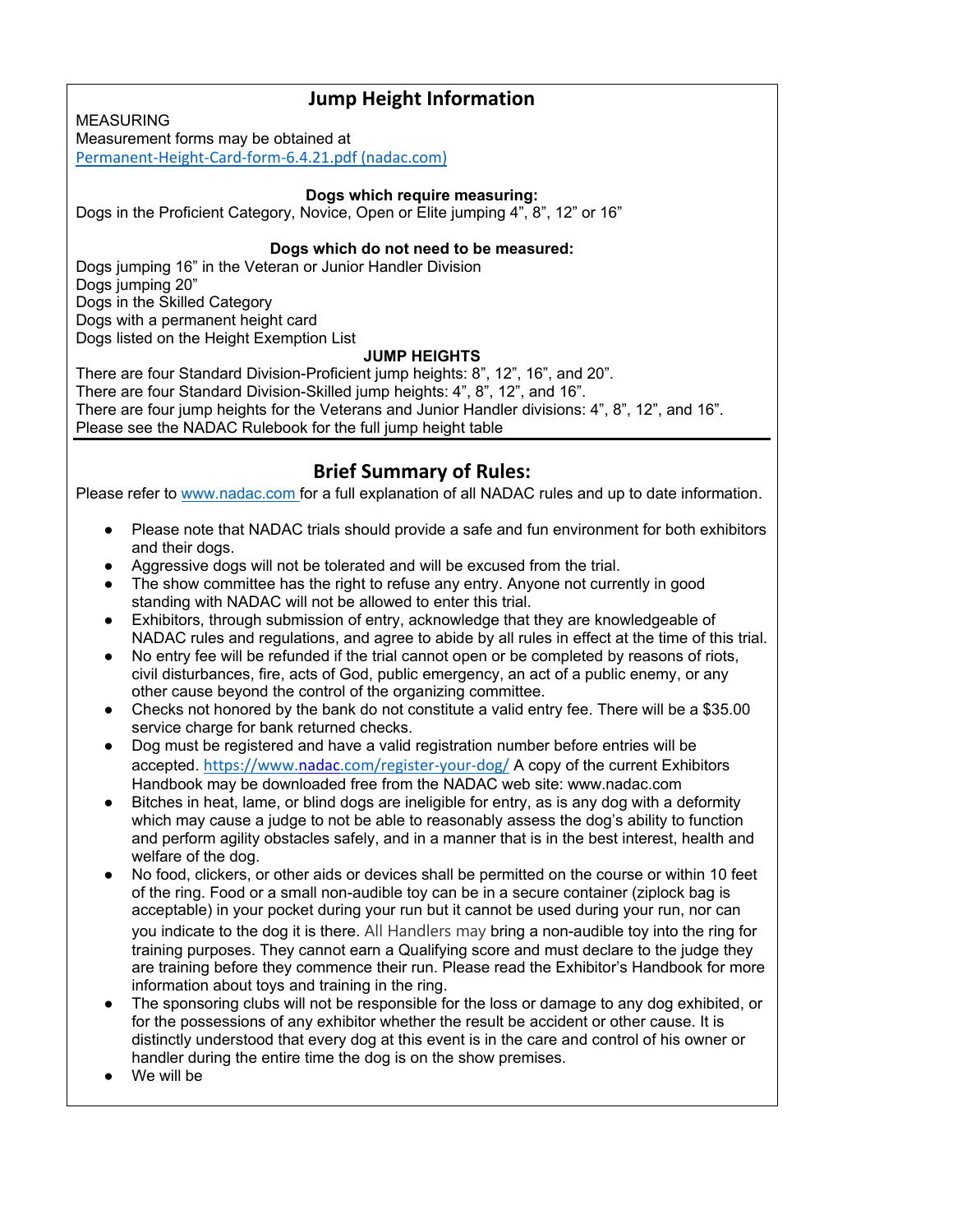## Jump Height Information

MEASURING
Measurement forms may be obtained at
[Permanent-Height-Card-form-6.4.21.pdf (nadac.com)](Permanent-Height-Card-form-6.4.21.pdf)

**Dogs which require measuring:**
Dogs in the Proficient Category, Novice, Open or Elite jumping 4", 8", 12" or 16"

**Dogs which do not need to be measured:**
Dogs jumping 16" in the Veteran or Junior Handler Division
Dogs jumping 20"
Dogs in the Skilled Category
Dogs with a permanent height card
Dogs listed on the Height Exemption List

**JUMP HEIGHTS**
There are four Standard Division-Proficient jump heights: 8", 12", 16", and 20".
There are four Standard Division-Skilled jump heights: 4", 8", 12", and 16".
There are four jump heights for the Veterans and Junior Handler divisions: 4", 8", 12", and 16".
Please see the NADAC Rulebook for the full jump height table

## Brief Summary of Rules:

Please refer to www.nadac.com for a full explanation of all NADAC rules and up to date information.

- Please note that NADAC trials should provide a safe and fun environment for both exhibitors and their dogs.
- Aggressive dogs will not be tolerated and will be excused from the trial.
- The show committee has the right to refuse any entry. Anyone not currently in good standing with NADAC will not be allowed to enter this trial.
- Exhibitors, through submission of entry, acknowledge that they are knowledgeable of NADAC rules and regulations, and agree to abide by all rules in effect at the time of this trial.
- No entry fee will be refunded if the trial cannot open or be completed by reasons of riots, civil disturbances, fire, acts of God, public emergency, an act of a public enemy, or any other cause beyond the control of the organizing committee.
- Checks not honored by the bank do not constitute a valid entry fee. There will be a $35.00 service charge for bank returned checks.
- Dog must be registered and have a valid registration number before entries will be accepted. https://www.nadac.com/register-your-dog/ A copy of the current Exhibitors Handbook may be downloaded free from the NADAC web site: www.nadac.com
- Bitches in heat, lame, or blind dogs are ineligible for entry, as is any dog with a deformity which may cause a judge to not be able to reasonably assess the dog's ability to function and perform agility obstacles safely, and in a manner that is in the best interest, health and welfare of the dog.
- No food, clickers, or other aids or devices shall be permitted on the course or within 10 feet of the ring. Food or a small non-audible toy can be in a secure container (ziplock bag is acceptable) in your pocket during your run but it cannot be used during your run, nor can you indicate to the dog it is there. All Handlers may bring a non-audible toy into the ring for training purposes. They cannot earn a Qualifying score and must declare to the judge they are training before they commence their run. Please read the Exhibitor's Handbook for more information about toys and training in the ring.
- The sponsoring clubs will not be responsible for the loss or damage to any dog exhibited, or for the possessions of any exhibitor whether the result be accident or other cause. It is distinctly understood that every dog at this event is in the care and control of his owner or handler during the entire time the dog is on the show premises.
- We will be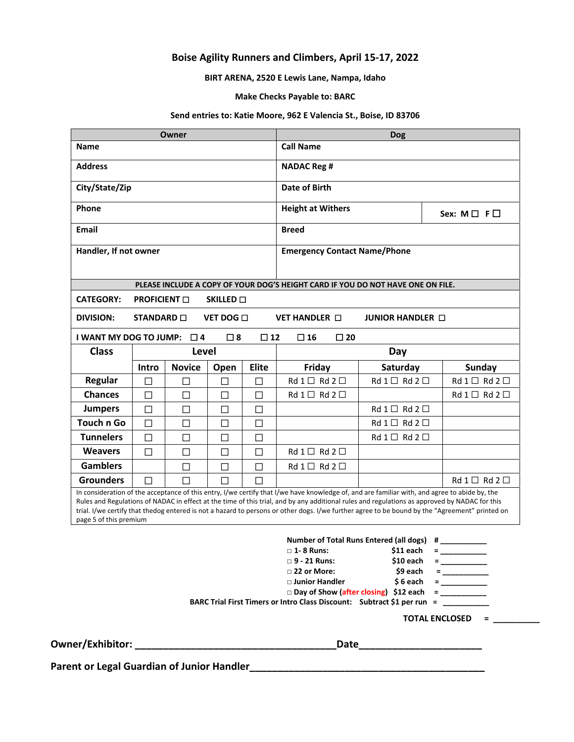## Boise Agility Runners and Climbers, April 15-17, 2022

**BIRT ARENA, 2520 E Lewis Lane, Nampa, Idaho**

**Make Checks Payable to: BARC**

**Send entries to: Katie Moore, 962 E Valencia St., Boise, ID 83706**

| Owner | Dog | |
|---|---|---|
| Name | Call Name | |
| Address | NADAC Reg # | |
| City/State/Zip | Date of Birth | |
| Phone | Height at Withers | Sex: M ☐ F ☐ |
| Email | Breed | |
| Handler, If not owner | Emergency Contact Name/Phone | |

**PLEASE INCLUDE A COPY OF YOUR DOG'S HEIGHT CARD IF YOU DO NOT HAVE ONE ON FILE.**

**CATEGORY:** PROFICIENT ☐ SKILLED ☐

**DIVISION:** STANDARD ☐ VET DOG ☐ VET HANDLER ☐ JUNIOR HANDLER ☐

**I WANT MY DOG TO JUMP:** ☐ 4 ☐ 8 ☐ 12 ☐ 16 ☐ 20

| Class | Level | | | | Day | | |
|---|---|---|---|---|---|---|---|
| | Intro | Novice | Open | Elite | Friday | Saturday | Sunday |
| Regular | ☐ | ☐ | ☐ | ☐ | Rd 1 ☐ Rd 2 ☐ | Rd 1 ☐ Rd 2 ☐ | Rd 1 ☐ Rd 2 ☐ |
| Chances | ☐ | ☐ | ☐ | ☐ | Rd 1 ☐ Rd 2 ☐ | | Rd 1 ☐ Rd 2 ☐ |
| Jumpers | ☐ | ☐ | ☐ | ☐ | | Rd 1 ☐ Rd 2 ☐ | |
| Touch n Go | ☐ | ☐ | ☐ | ☐ | | Rd 1 ☐ Rd 2 ☐ | |
| Tunnelers | ☐ | ☐ | ☐ | ☐ | | Rd 1 ☐ Rd 2 ☐ | |
| Weavers | ☐ | ☐ | ☐ | ☐ | Rd 1 ☐ Rd 2 ☐ | | |
| Gamblers | | ☐ | ☐ | ☐ | Rd 1 ☐ Rd 2 ☐ | | |
| Grounders | ☐ | ☐ | ☐ | ☐ | | | Rd 1 ☐ Rd 2 ☐ |

In consideration of the acceptance of this entry, I/we certify that I/we have knowledge of, and are familiar with, and agree to abide by, the Rules and Regulations of NADAC in effect at the time of this trial, and by any additional rules and regulations as approved by NADAC for this trial. I/we certify that thedog entered is not a hazard to persons or other dogs. I/we further agree to be bound by the "Agreement" printed on page 5 of this premium

**Number of Total Runs Entered (all dogs)** # ___________
- ☐ **1- 8 Runs:** $11 each = ___________
- ☐ **9 - 21 Runs:** $10 each = ___________
- ☐ **22 or More:** $9 each = ___________
- ☐ **Junior Handler** $ 6 each = ___________
- ☐ **Day of Show (after closing)** $12 each = ___________

**BARC Trial First Timers or Intro Class Discount: Subtract $1 per run** = ___________

**TOTAL ENCLOSED** = __________

**Owner/Exhibitor:** ____________________________________ **Date** ______________________

**Parent or Legal Guardian of Junior Handler** ___________________________________________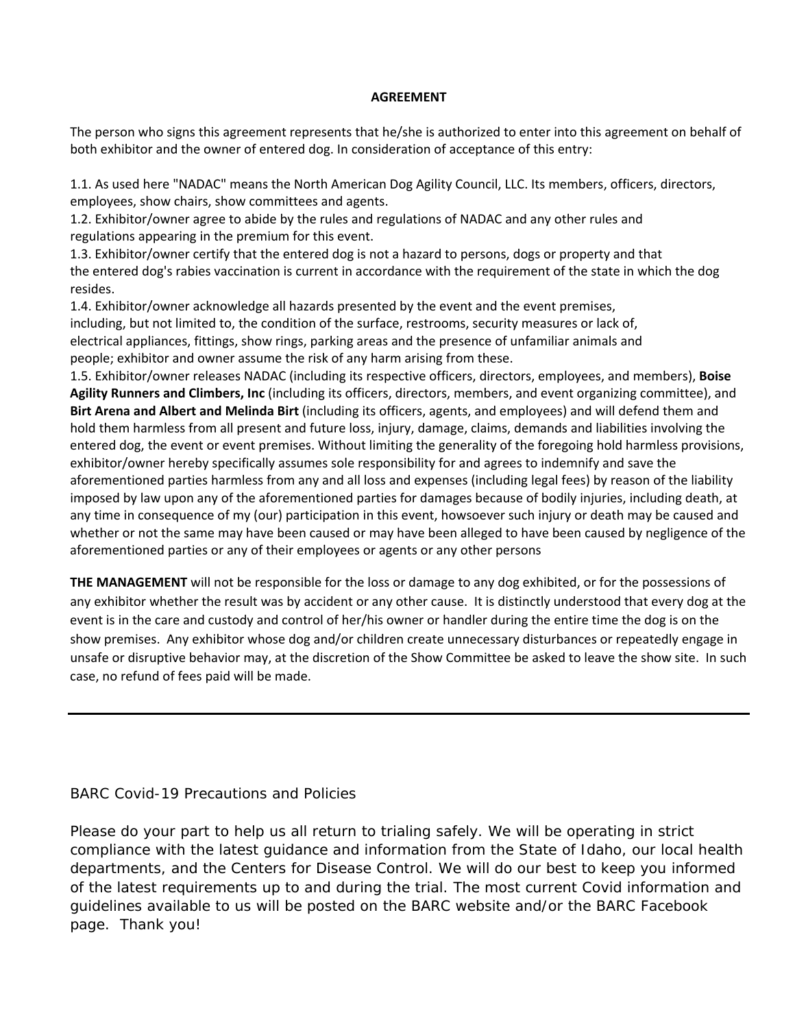## AGREEMENT

The person who signs this agreement represents that he/she is authorized to enter into this agreement on behalf of both exhibitor and the owner of entered dog. In consideration of acceptance of this entry:

1.1. As used here "NADAC" means the North American Dog Agility Council, LLC. Its members, officers, directors, employees, show chairs, show committees and agents.
1.2. Exhibitor/owner agree to abide by the rules and regulations of NADAC and any other rules and regulations appearing in the premium for this event.
1.3. Exhibitor/owner certify that the entered dog is not a hazard to persons, dogs or property and that the entered dog's rabies vaccination is current in accordance with the requirement of the state in which the dog resides.
1.4. Exhibitor/owner acknowledge all hazards presented by the event and the event premises, including, but not limited to, the condition of the surface, restrooms, security measures or lack of, electrical appliances, fittings, show rings, parking areas and the presence of unfamiliar animals and people; exhibitor and owner assume the risk of any harm arising from these.
1.5. Exhibitor/owner releases NADAC (including its respective officers, directors, employees, and members), **Boise Agility Runners and Climbers, Inc** (including its officers, directors, members, and event organizing committee), and **Birt Arena and Albert and Melinda Birt** (including its officers, agents, and employees) and will defend them and hold them harmless from all present and future loss, injury, damage, claims, demands and liabilities involving the entered dog, the event or event premises. Without limiting the generality of the foregoing hold harmless provisions, exhibitor/owner hereby specifically assumes sole responsibility for and agrees to indemnify and save the aforementioned parties harmless from any and all loss and expenses (including legal fees) by reason of the liability imposed by law upon any of the aforementioned parties for damages because of bodily injuries, including death, at any time in consequence of my (our) participation in this event, howsoever such injury or death may be caused and whether or not the same may have been caused or may have been alleged to have been caused by negligence of the aforementioned parties or any of their employees or agents or any other persons

**THE MANAGEMENT** will not be responsible for the loss or damage to any dog exhibited, or for the possessions of any exhibitor whether the result was by accident or any other cause. It is distinctly understood that every dog at the event is in the care and custody and control of her/his owner or handler during the entire time the dog is on the show premises. Any exhibitor whose dog and/or children create unnecessary disturbances or repeatedly engage in unsafe or disruptive behavior may, at the discretion of the Show Committee be asked to leave the show site. In such case, no refund of fees paid will be made.

---

BARC Covid-19 Precautions and Policies

Please do your part to help us all return to trialing safely. We will be operating in strict compliance with the latest guidance and information from the State of Idaho, our local health departments, and the Centers for Disease Control. We will do our best to keep you informed of the latest requirements up to and during the trial. The most current Covid information and guidelines available to us will be posted on the BARC website and/or the BARC Facebook page. Thank you!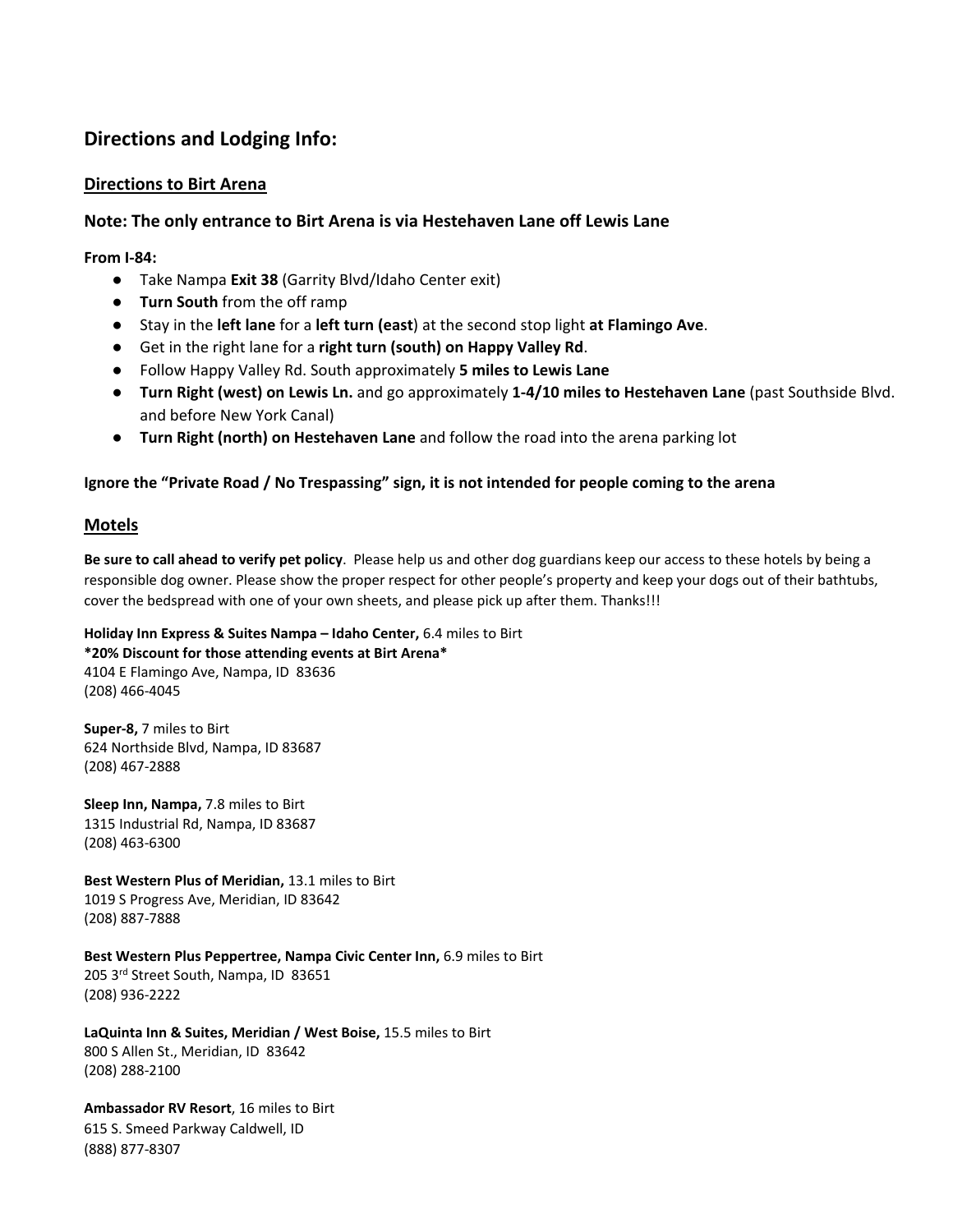## Directions and Lodging Info:

### Directions to Birt Arena

### Note: The only entrance to Birt Arena is via Hestehaven Lane off Lewis Lane

**From I-84:**

- Take Nampa **Exit 38** (Garrity Blvd/Idaho Center exit)
- **Turn South** from the off ramp
- Stay in the **left lane** for a **left turn (east**) at the second stop light **at Flamingo Ave**.
- Get in the right lane for a **right turn (south) on Happy Valley Rd**.
- Follow Happy Valley Rd. South approximately **5 miles to Lewis Lane**
- **Turn Right (west) on Lewis Ln.** and go approximately **1-4/10 miles to Hestehaven Lane** (past Southside Blvd. and before New York Canal)
- **Turn Right (north) on Hestehaven Lane** and follow the road into the arena parking lot

**Ignore the "Private Road / No Trespassing" sign, it is not intended for people coming to the arena**

### Motels

**Be sure to call ahead to verify pet policy**. Please help us and other dog guardians keep our access to these hotels by being a responsible dog owner. Please show the proper respect for other people's property and keep your dogs out of their bathtubs, cover the bedspread with one of your own sheets, and please pick up after them. Thanks!!!

**Holiday Inn Express & Suites Nampa – Idaho Center,** 6.4 miles to Birt
**\*20% Discount for those attending events at Birt Arena\***
4104 E Flamingo Ave, Nampa, ID 83636
(208) 466-4045

**Super-8,** 7 miles to Birt
624 Northside Blvd, Nampa, ID 83687
(208) 467-2888

**Sleep Inn, Nampa,** 7.8 miles to Birt
1315 Industrial Rd, Nampa, ID 83687
(208) 463-6300

**Best Western Plus of Meridian,** 13.1 miles to Birt
1019 S Progress Ave, Meridian, ID 83642
(208) 887-7888

**Best Western Plus Peppertree, Nampa Civic Center Inn,** 6.9 miles to Birt
205 3rd Street South, Nampa, ID 83651
(208) 936-2222

**LaQuinta Inn & Suites, Meridian / West Boise,** 15.5 miles to Birt
800 S Allen St., Meridian, ID 83642
(208) 288-2100

**Ambassador RV Resort**, 16 miles to Birt
615 S. Smeed Parkway Caldwell, ID
(888) 877-8307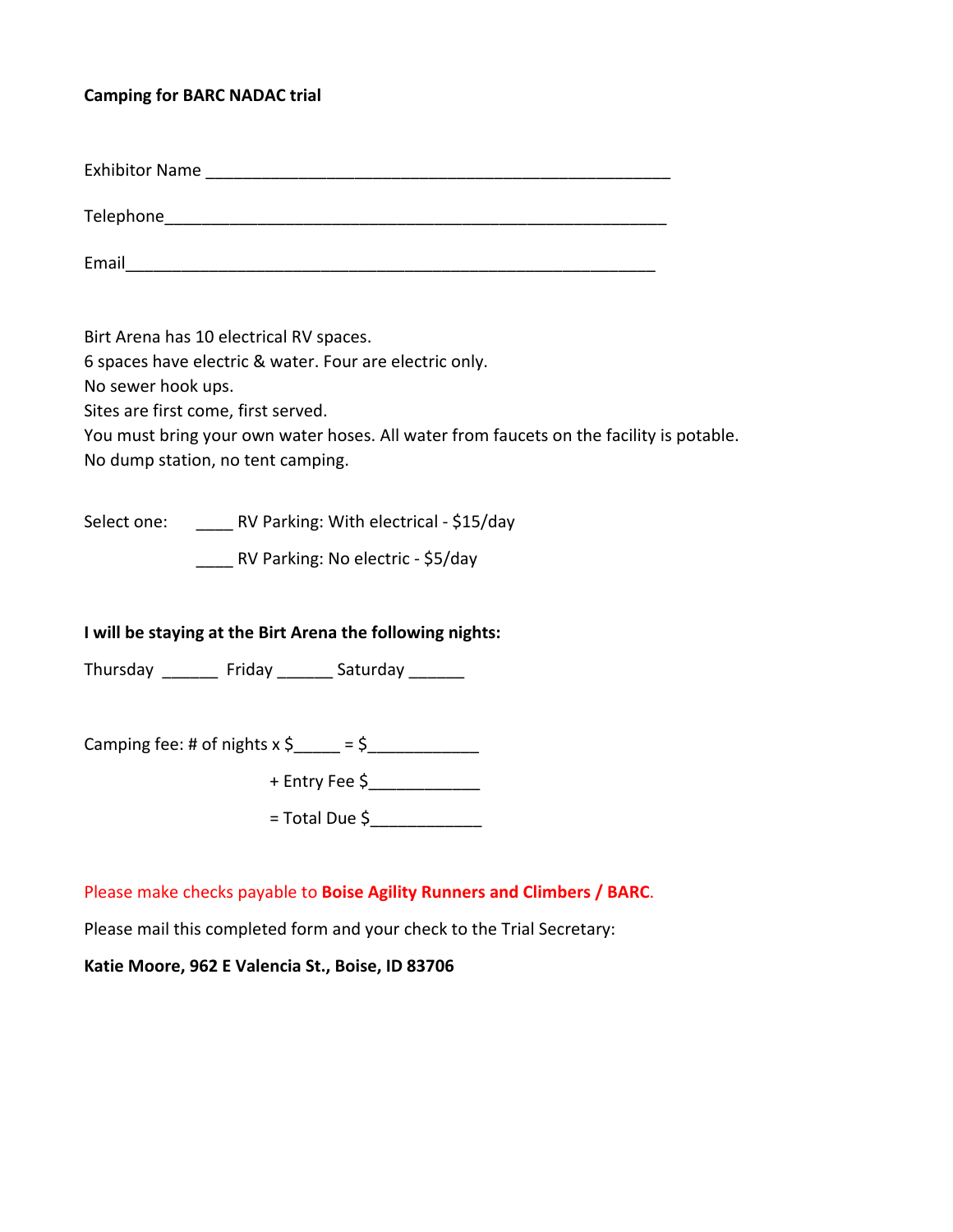**Camping for BARC NADAC trial**

Exhibitor Name ____________________________________________________

Telephone_______________________________________________________

Email___________________________________________________________

Birt Arena has 10 electrical RV spaces.
6 spaces have electric & water. Four are electric only.
No sewer hook ups.
Sites are first come, first served.
You must bring your own water hoses. All water from faucets on the facility is potable.
No dump station, no tent camping.

Select one: ____ RV Parking: With electrical - $15/day

____ RV Parking: No electric - $5/day

**I will be staying at the Birt Arena the following nights:**

Thursday ______ Friday ______ Saturday ______

Camping fee: # of nights x $_____ = $____________

+ Entry Fee $____________

= Total Due $____________

Please make checks payable to **Boise Agility Runners and Climbers / BARC**.

Please mail this completed form and your check to the Trial Secretary:

**Katie Moore, 962 E Valencia St., Boise, ID 83706**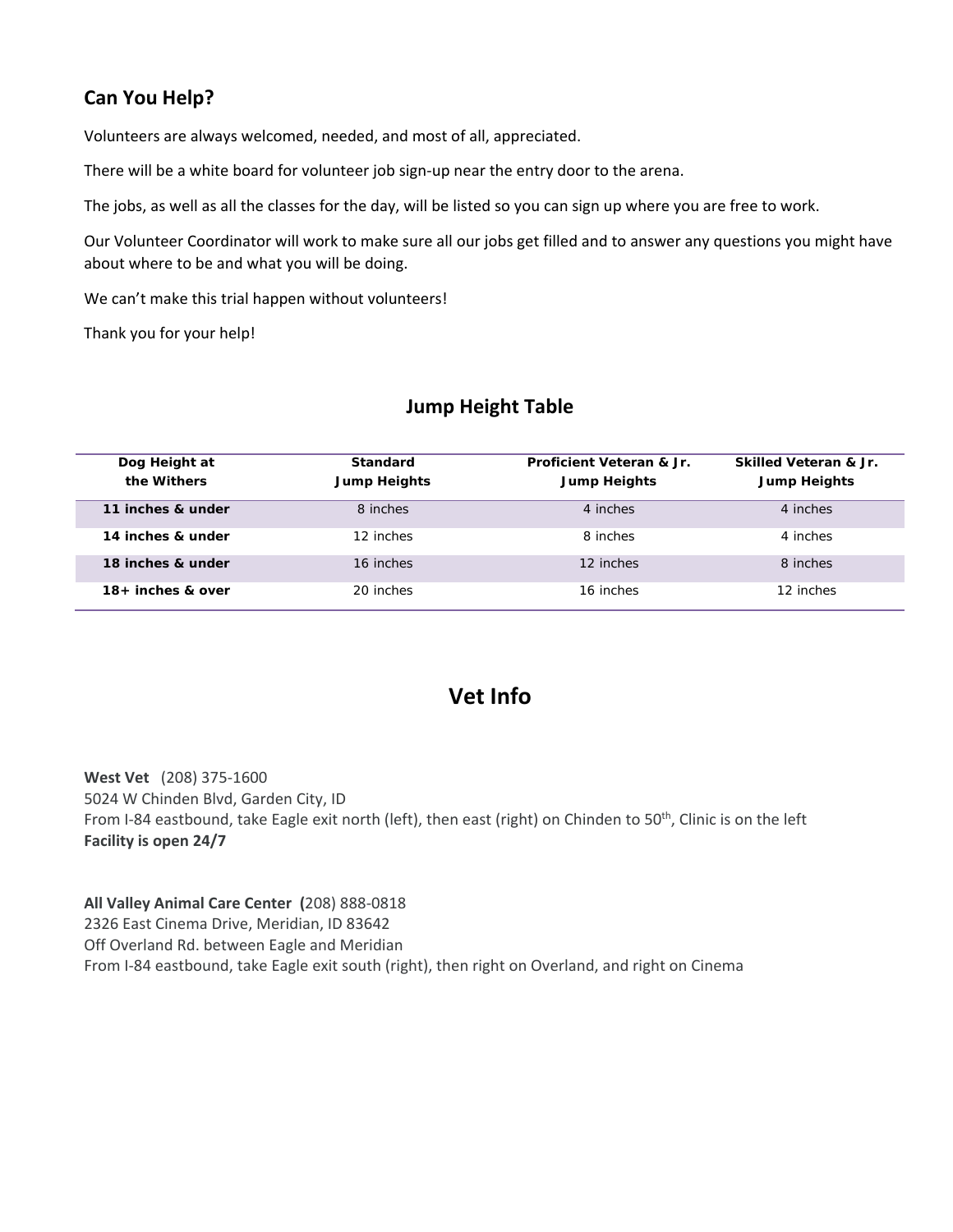## Can You Help?

Volunteers are always welcomed, needed, and most of all, appreciated.

There will be a white board for volunteer job sign-up near the entry door to the arena.

The jobs, as well as all the classes for the day, will be listed so you can sign up where you are free to work.

Our Volunteer Coordinator will work to make sure all our jobs get filled and to answer any questions you might have about where to be and what you will be doing.

We can't make this trial happen without volunteers!

Thank you for your help!

## Jump Height Table

| Dog Height at the Withers | Standard Jump Heights | Proficient Veteran & Jr. Jump Heights | Skilled Veteran & Jr. Jump Heights |
|---|---|---|---|
| **11 inches & under** | 8 inches | 4 inches | 4 inches |
| **14 inches & under** | 12 inches | 8 inches | 4 inches |
| **18 inches & under** | 16 inches | 12 inches | 8 inches |
| **18+ inches & over** | 20 inches | 16 inches | 12 inches |

# Vet Info

**West Vet** (208) 375-1600
5024 W Chinden Blvd, Garden City, ID
From I-84 eastbound, take Eagle exit north (left), then east (right) on Chinden to 50th, Clinic is on the left
**Facility is open 24/7**

**All Valley Animal Care Center (**208) 888-0818
2326 East Cinema Drive, Meridian, ID 83642
Off Overland Rd. between Eagle and Meridian
From I-84 eastbound, take Eagle exit south (right), then right on Overland, and right on Cinema